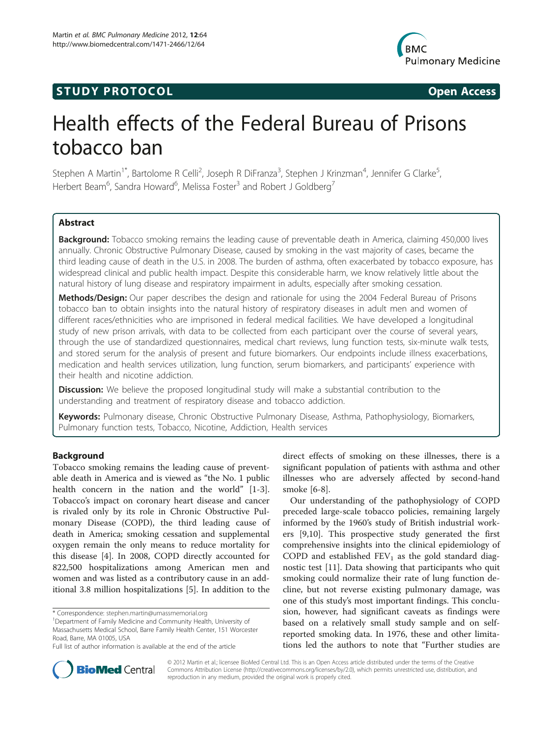STUDY PROTOCOL Open Access

# Health effects of the Federal Bureau of Prisons tobacco ban

Stephen A Martin[1*], Bartolome R Celli[2], Joseph R DiFranza[3], Stephen J Krinzman[4], Jennifer G Clarke[5], Herbert Beam[6], Sandra Howard[6], Melissa Foster[3] and Robert J Goldberg[7]

## Abstract

**Background:** Tobacco smoking remains the leading cause of preventable death in America, claiming 450,000 lives annually. Chronic Obstructive Pulmonary Disease, caused by smoking in the vast majority of cases, became the third leading cause of death in the U.S. in 2008. The burden of asthma, often exacerbated by tobacco exposure, has widespread clinical and public health impact. Despite this considerable harm, we know relatively little about the natural history of lung disease and respiratory impairment in adults, especially after smoking cessation.

**Methods/Design:** Our paper describes the design and rationale for using the 2004 Federal Bureau of Prisons tobacco ban to obtain insights into the natural history of respiratory diseases in adult men and women of different races/ethnicities who are imprisoned in federal medical facilities. We have developed a longitudinal study of new prison arrivals, with data to be collected from each participant over the course of several years, through the use of standardized questionnaires, medical chart reviews, lung function tests, six-minute walk tests, and stored serum for the analysis of present and future biomarkers. Our endpoints include illness exacerbations, medication and health services utilization, lung function, serum biomarkers, and participants' experience with their health and nicotine addiction.

**Discussion:** We believe the proposed longitudinal study will make a substantial contribution to the understanding and treatment of respiratory disease and tobacco addiction.

**Keywords:** Pulmonary disease, Chronic Obstructive Pulmonary Disease, Asthma, Pathophysiology, Biomarkers, Pulmonary function tests, Tobacco, Nicotine, Addiction, Health services

## Background

Tobacco smoking remains the leading cause of preventable death in America and is viewed as "the No. 1 public health concern in the nation and the world" [1-3]. Tobacco's impact on coronary heart disease and cancer is rivaled only by its role in Chronic Obstructive Pulmonary Disease (COPD), the third leading cause of death in America; smoking cessation and supplemental oxygen remain the only means to reduce mortality for this disease [4]. In 2008, COPD directly accounted for 822,500 hospitalizations among American men and women and was listed as a contributory cause in an additional 3.8 million hospitalizations [5]. In addition to the direct effects of smoking on these illnesses, there is a significant population of patients with asthma and other illnesses who are adversely affected by second-hand smoke [6-8].

Our understanding of the pathophysiology of COPD preceded large-scale tobacco policies, remaining largely informed by the 1960's study of British industrial workers [9,10]. This prospective study generated the first comprehensive insights into the clinical epidemiology of COPD and established $FEV_1$ as the gold standard diagnostic test [11]. Data showing that participants who quit smoking could normalize their rate of lung function decline, but not reverse existing pulmonary damage, was one of this study's most important findings. This conclusion, however, had significant caveats as findings were based on a relatively small study sample and on self-reported smoking data. In 1976, these and other limitations led the authors to note that "Further studies are

\* Correspondence: stephen.martin@umassmemorial.org
[1]Department of Family Medicine and Community Health, University of Massachusetts Medical School, Barre Family Health Center, 151 Worcester Road, Barre, MA 01005, USA
Full list of author information is available at the end of the article

© 2012 Martin et al.; licensee BioMed Central Ltd. This is an Open Access article distributed under the terms of the Creative Commons Attribution License (http://creativecommons.org/licenses/by/2.0), which permits unrestricted use, distribution, and reproduction in any medium, provided the original work is properly cited.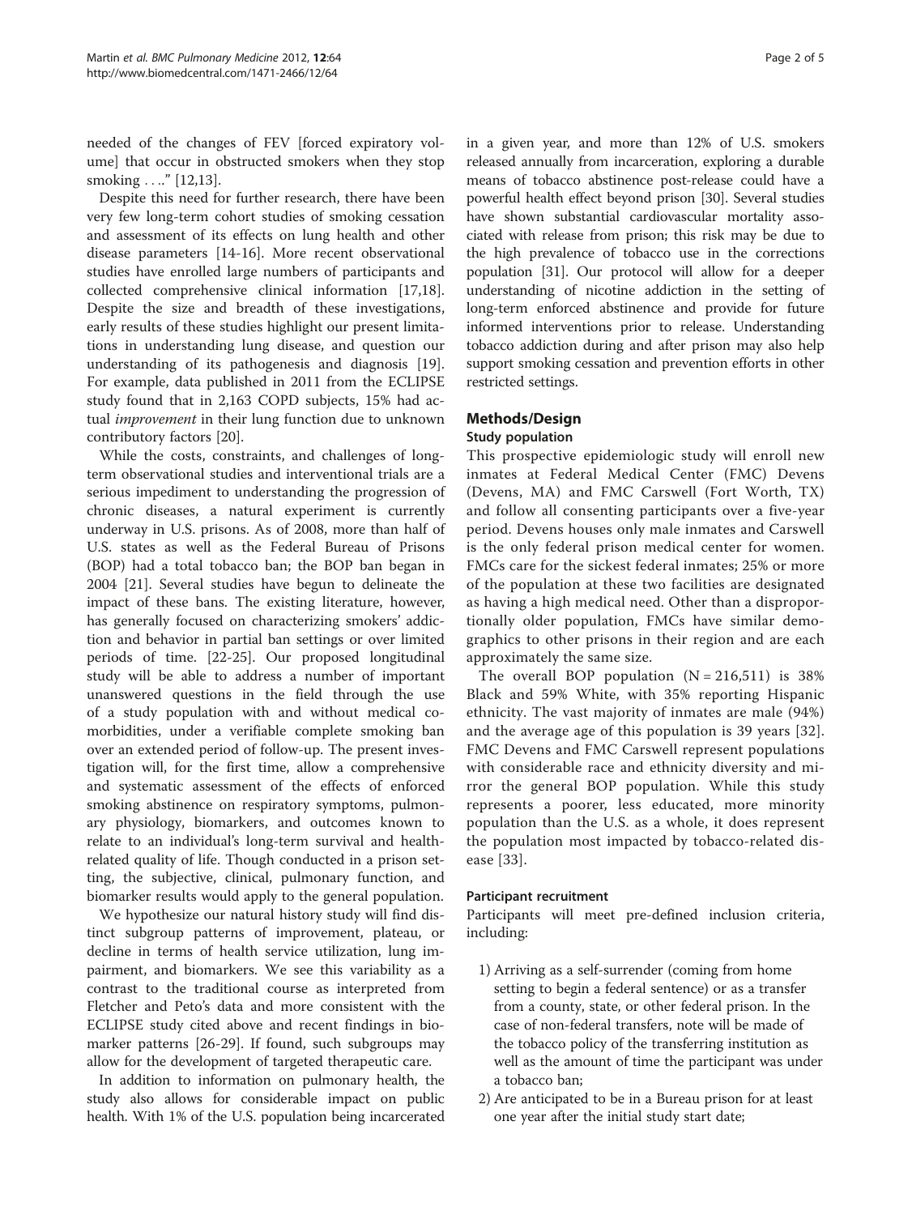needed of the changes of FEV [forced expiratory volume] that occur in obstructed smokers when they stop smoking . . .." [12,13].

Despite this need for further research, there have been very few long-term cohort studies of smoking cessation and assessment of its effects on lung health and other disease parameters [14-16]. More recent observational studies have enrolled large numbers of participants and collected comprehensive clinical information [17,18]. Despite the size and breadth of these investigations, early results of these studies highlight our present limitations in understanding lung disease, and question our understanding of its pathogenesis and diagnosis [19]. For example, data published in 2011 from the ECLIPSE study found that in 2,163 COPD subjects, 15% had actual *improvement* in their lung function due to unknown contributory factors [20].

While the costs, constraints, and challenges of long-term observational studies and interventional trials are a serious impediment to understanding the progression of chronic diseases, a natural experiment is currently underway in U.S. prisons. As of 2008, more than half of U.S. states as well as the Federal Bureau of Prisons (BOP) had a total tobacco ban; the BOP ban began in 2004 [21]. Several studies have begun to delineate the impact of these bans. The existing literature, however, has generally focused on characterizing smokers' addiction and behavior in partial ban settings or over limited periods of time. [22-25]. Our proposed longitudinal study will be able to address a number of important unanswered questions in the field through the use of a study population with and without medical comorbidities, under a verifiable complete smoking ban over an extended period of follow-up. The present investigation will, for the first time, allow a comprehensive and systematic assessment of the effects of enforced smoking abstinence on respiratory symptoms, pulmonary physiology, biomarkers, and outcomes known to relate to an individual's long-term survival and health-related quality of life. Though conducted in a prison setting, the subjective, clinical, pulmonary function, and biomarker results would apply to the general population.

We hypothesize our natural history study will find distinct subgroup patterns of improvement, plateau, or decline in terms of health service utilization, lung impairment, and biomarkers. We see this variability as a contrast to the traditional course as interpreted from Fletcher and Peto's data and more consistent with the ECLIPSE study cited above and recent findings in biomarker patterns [26-29]. If found, such subgroups may allow for the development of targeted therapeutic care.

In addition to information on pulmonary health, the study also allows for considerable impact on public health. With 1% of the U.S. population being incarcerated in a given year, and more than 12% of U.S. smokers released annually from incarceration, exploring a durable means of tobacco abstinence post-release could have a powerful health effect beyond prison [30]. Several studies have shown substantial cardiovascular mortality associated with release from prison; this risk may be due to the high prevalence of tobacco use in the corrections population [31]. Our protocol will allow for a deeper understanding of nicotine addiction in the setting of long-term enforced abstinence and provide for future informed interventions prior to release. Understanding tobacco addiction during and after prison may also help support smoking cessation and prevention efforts in other restricted settings.

## Methods/Design

### Study population

This prospective epidemiologic study will enroll new inmates at Federal Medical Center (FMC) Devens (Devens, MA) and FMC Carswell (Fort Worth, TX) and follow all consenting participants over a five-year period. Devens houses only male inmates and Carswell is the only federal prison medical center for women. FMCs care for the sickest federal inmates; 25% or more of the population at these two facilities are designated as having a high medical need. Other than a disproportionally older population, FMCs have similar demographics to other prisons in their region and are each approximately the same size.

The overall BOP population (N = 216,511) is 38% Black and 59% White, with 35% reporting Hispanic ethnicity. The vast majority of inmates are male (94%) and the average age of this population is 39 years [32]. FMC Devens and FMC Carswell represent populations with considerable race and ethnicity diversity and mirror the general BOP population. While this study represents a poorer, less educated, more minority population than the U.S. as a whole, it does represent the population most impacted by tobacco-related disease [33].

### Participant recruitment

Participants will meet pre-defined inclusion criteria, including:

1) Arriving as a self-surrender (coming from home setting to begin a federal sentence) or as a transfer from a county, state, or other federal prison. In the case of non-federal transfers, note will be made of the tobacco policy of the transferring institution as well as the amount of time the participant was under a tobacco ban;
2) Are anticipated to be in a Bureau prison for at least one year after the initial study start date;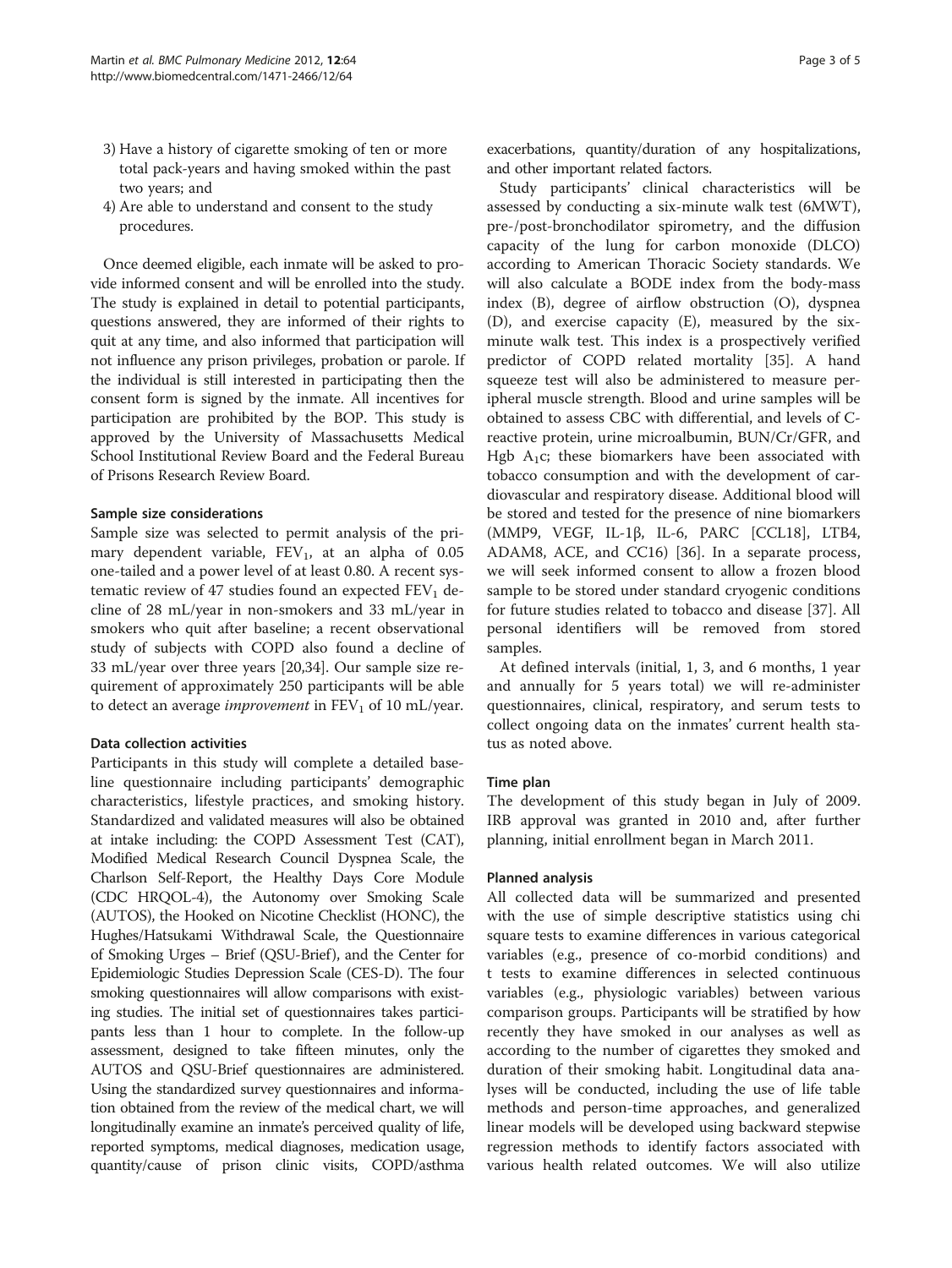3) Have a history of cigarette smoking of ten or more total pack-years and having smoked within the past two years; and
4) Are able to understand and consent to the study procedures.

Once deemed eligible, each inmate will be asked to provide informed consent and will be enrolled into the study. The study is explained in detail to potential participants, questions answered, they are informed of their rights to quit at any time, and also informed that participation will not influence any prison privileges, probation or parole. If the individual is still interested in participating then the consent form is signed by the inmate. All incentives for participation are prohibited by the BOP. This study is approved by the University of Massachusetts Medical School Institutional Review Board and the Federal Bureau of Prisons Research Review Board.

### Sample size considerations

Sample size was selected to permit analysis of the primary dependent variable, $FEV_1$, at an alpha of 0.05 one-tailed and a power level of at least 0.80. A recent systematic review of 47 studies found an expected $FEV_1$ decline of 28 mL/year in non-smokers and 33 mL/year in smokers who quit after baseline; a recent observational study of subjects with COPD also found a decline of 33 mL/year over three years [20,34]. Our sample size requirement of approximately 250 participants will be able to detect an average *improvement* in $FEV_1$ of 10 mL/year.

### Data collection activities

Participants in this study will complete a detailed baseline questionnaire including participants' demographic characteristics, lifestyle practices, and smoking history. Standardized and validated measures will also be obtained at intake including: the COPD Assessment Test (CAT), Modified Medical Research Council Dyspnea Scale, the Charlson Self-Report, the Healthy Days Core Module (CDC HRQOL-4), the Autonomy over Smoking Scale (AUTOS), the Hooked on Nicotine Checklist (HONC), the Hughes/Hatsukami Withdrawal Scale, the Questionnaire of Smoking Urges – Brief (QSU-Brief), and the Center for Epidemiologic Studies Depression Scale (CES-D). The four smoking questionnaires will allow comparisons with existing studies. The initial set of questionnaires takes participants less than 1 hour to complete. In the follow-up assessment, designed to take fifteen minutes, only the AUTOS and QSU-Brief questionnaires are administered. Using the standardized survey questionnaires and information obtained from the review of the medical chart, we will longitudinally examine an inmate's perceived quality of life, reported symptoms, medical diagnoses, medication usage, quantity/cause of prison clinic visits, COPD/asthma exacerbations, quantity/duration of any hospitalizations, and other important related factors.

Study participants' clinical characteristics will be assessed by conducting a six-minute walk test (6MWT), pre-/post-bronchodilator spirometry, and the diffusion capacity of the lung for carbon monoxide (DLCO) according to American Thoracic Society standards. We will also calculate a BODE index from the body-mass index (B), degree of airflow obstruction (O), dyspnea (D), and exercise capacity (E), measured by the six-minute walk test. This index is a prospectively verified predictor of COPD related mortality [35]. A hand squeeze test will also be administered to measure peripheral muscle strength. Blood and urine samples will be obtained to assess CBC with differential, and levels of C-reactive protein, urine microalbumin, BUN/Cr/GFR, and Hgb $A_1c$; these biomarkers have been associated with tobacco consumption and with the development of cardiovascular and respiratory disease. Additional blood will be stored and tested for the presence of nine biomarkers (MMP9, VEGF, IL-1β, IL-6, PARC [CCL18], LTB4, ADAM8, ACE, and CC16) [36]. In a separate process, we will seek informed consent to allow a frozen blood sample to be stored under standard cryogenic conditions for future studies related to tobacco and disease [37]. All personal identifiers will be removed from stored samples.

At defined intervals (initial, 1, 3, and 6 months, 1 year and annually for 5 years total) we will re-administer questionnaires, clinical, respiratory, and serum tests to collect ongoing data on the inmates' current health status as noted above.

### Time plan

The development of this study began in July of 2009. IRB approval was granted in 2010 and, after further planning, initial enrollment began in March 2011.

### Planned analysis

All collected data will be summarized and presented with the use of simple descriptive statistics using chi square tests to examine differences in various categorical variables (e.g., presence of co-morbid conditions) and t tests to examine differences in selected continuous variables (e.g., physiologic variables) between various comparison groups. Participants will be stratified by how recently they have smoked in our analyses as well as according to the number of cigarettes they smoked and duration of their smoking habit. Longitudinal data analyses will be conducted, including the use of life table methods and person-time approaches, and generalized linear models will be developed using backward stepwise regression methods to identify factors associated with various health related outcomes. We will also utilize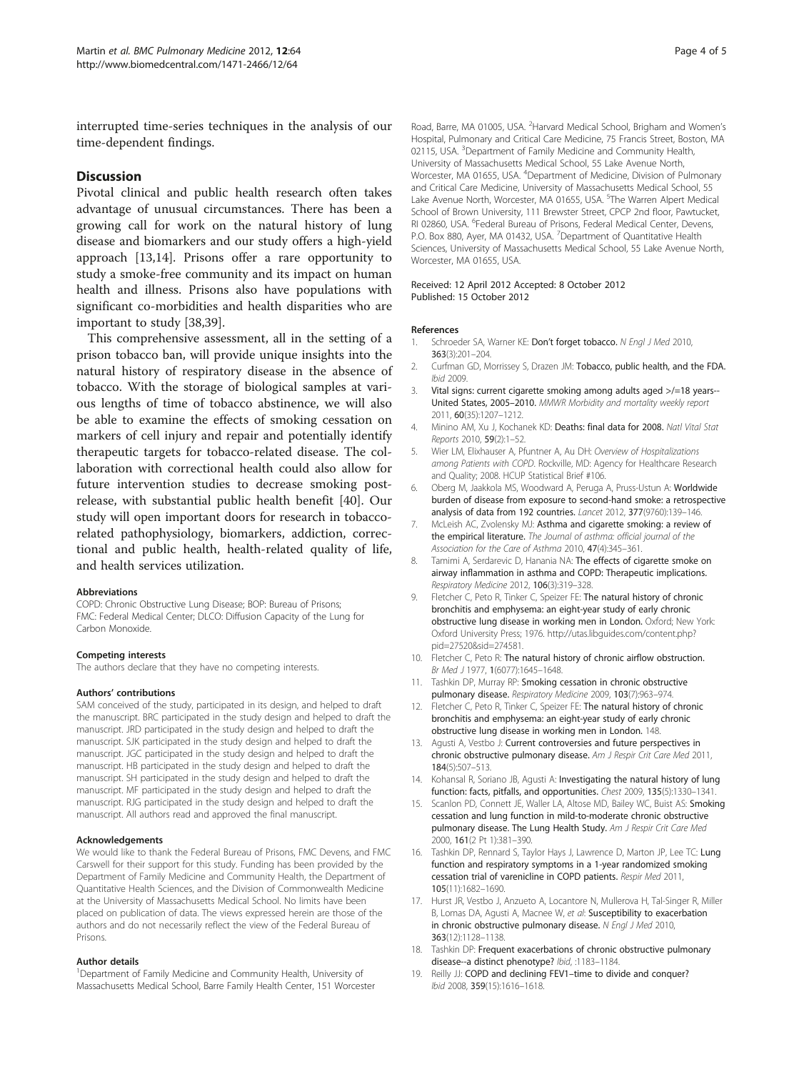interrupted time-series techniques in the analysis of our time-dependent findings.

## Discussion

Pivotal clinical and public health research often takes advantage of unusual circumstances. There has been a growing call for work on the natural history of lung disease and biomarkers and our study offers a high-yield approach [13,14]. Prisons offer a rare opportunity to study a smoke-free community and its impact on human health and illness. Prisons also have populations with significant co-morbidities and health disparities who are important to study [38,39].

This comprehensive assessment, all in the setting of a prison tobacco ban, will provide unique insights into the natural history of respiratory disease in the absence of tobacco. With the storage of biological samples at various lengths of time of tobacco abstinence, we will also be able to examine the effects of smoking cessation on markers of cell injury and repair and potentially identify therapeutic targets for tobacco-related disease. The collaboration with correctional health could also allow for future intervention studies to decrease smoking post-release, with substantial public health benefit [40]. Our study will open important doors for research in tobacco-related pathophysiology, biomarkers, addiction, correctional and public health, health-related quality of life, and health services utilization.

#### Abbreviations

COPD: Chronic Obstructive Lung Disease; BOP: Bureau of Prisons; FMC: Federal Medical Center; DLCO: Diffusion Capacity of the Lung for Carbon Monoxide.

#### Competing interests

The authors declare that they have no competing interests.

#### Authors' contributions

SAM conceived of the study, participated in its design, and helped to draft the manuscript. BRC participated in the study design and helped to draft the manuscript. JRD participated in the study design and helped to draft the manuscript. SJK participated in the study design and helped to draft the manuscript. JGC participated in the study design and helped to draft the manuscript. HB participated in the study design and helped to draft the manuscript. SH participated in the study design and helped to draft the manuscript. MF participated in the study design and helped to draft the manuscript. RJG participated in the study design and helped to draft the manuscript. All authors read and approved the final manuscript.

#### Acknowledgements

We would like to thank the Federal Bureau of Prisons, FMC Devens, and FMC Carswell for their support for this study. Funding has been provided by the Department of Family Medicine and Community Health, the Department of Quantitative Health Sciences, and the Division of Commonwealth Medicine at the University of Massachusetts Medical School. No limits have been placed on publication of data. The views expressed herein are those of the authors and do not necessarily reflect the view of the Federal Bureau of Prisons.

#### Author details

[1]Department of Family Medicine and Community Health, University of Massachusetts Medical School, Barre Family Health Center, 151 Worcester Road, Barre, MA 01005, USA. [2]Harvard Medical School, Brigham and Women's Hospital, Pulmonary and Critical Care Medicine, 75 Francis Street, Boston, MA 02115, USA. [3]Department of Family Medicine and Community Health, University of Massachusetts Medical School, 55 Lake Avenue North, Worcester, MA 01655, USA. [4]Department of Medicine, Division of Pulmonary and Critical Care Medicine, University of Massachusetts Medical School, 55 Lake Avenue North, Worcester, MA 01655, USA. [5]The Warren Alpert Medical School of Brown University, 111 Brewster Street, CPCP 2nd floor, Pawtucket, RI 02860, USA. [6]Federal Bureau of Prisons, Federal Medical Center, Devens, P.O. Box 880, Ayer, MA 01432, USA. [7]Department of Quantitative Health Sciences, University of Massachusetts Medical School, 55 Lake Avenue North, Worcester, MA 01655, USA.

Received: 12 April 2012 Accepted: 8 October 2012
Published: 15 October 2012

#### References

1. Schroeder SA, Warner KE: **Don't forget tobacco.** *N Engl J Med* 2010, **363**(3):201–204.
2. Curfman GD, Morrissey S, Drazen JM: **Tobacco, public health, and the FDA.** *Ibid* 2009.
3. **Vital signs: current cigarette smoking among adults aged >/=18 years--United States, 2005–2010.** *MMWR Morbidity and mortality weekly report* 2011, **60**(35):1207–1212.
4. Minino AM, Xu J, Kochanek KD: **Deaths: final data for 2008.** *Natl Vital Stat Reports* 2010, **59**(2):1–52.
5. Wier LM, Elixhauser A, Pfuntner A, Au DH: *Overview of Hospitalizations among Patients with COPD*. Rockville, MD: Agency for Healthcare Research and Quality; 2008. HCUP Statistical Brief #106.
6. Oberg M, Jaakkola MS, Woodward A, Peruga A, Pruss-Ustun A: **Worldwide burden of disease from exposure to second-hand smoke: a retrospective analysis of data from 192 countries.** *Lancet* 2012, **377**(9760):139–146.
7. McLeish AC, Zvolensky MJ: **Asthma and cigarette smoking: a review of the empirical literature.** *The Journal of asthma: official journal of the Association for the Care of Asthma* 2010, **47**(4):345–361.
8. Tamimi A, Serdarevic D, Hanania NA: **The effects of cigarette smoke on airway inflammation in asthma and COPD: Therapeutic implications.** *Respiratory Medicine* 2012, **106**(3):319–328.
9. Fletcher C, Peto R, Tinker C, Speizer FE: **The natural history of chronic bronchitis and emphysema: an eight-year study of early chronic obstructive lung disease in working men in London.** Oxford; New York: Oxford University Press; 1976. http://utas.libguides.com/content.php?pid=27520&sid=274581.
10. Fletcher C, Peto R: **The natural history of chronic airflow obstruction.** *Br Med J* 1977, **1**(6077):1645–1648.
11. Tashkin DP, Murray RP: **Smoking cessation in chronic obstructive pulmonary disease.** *Respiratory Medicine* 2009, **103**(7):963–974.
12. Fletcher C, Peto R, Tinker C, Speizer FE: **The natural history of chronic bronchitis and emphysema: an eight-year study of early chronic obstructive lung disease in working men in London.** 148.
13. Agusti A, Vestbo J: **Current controversies and future perspectives in chronic obstructive pulmonary disease.** *Am J Respir Crit Care Med* 2011, **184**(5):507–513.
14. Kohansal R, Soriano JB, Agusti A: **Investigating the natural history of lung function: facts, pitfalls, and opportunities.** *Chest* 2009, **135**(5):1330–1341.
15. Scanlon PD, Connett JE, Waller LA, Altose MD, Bailey WC, Buist AS: **Smoking cessation and lung function in mild-to-moderate chronic obstructive pulmonary disease. The Lung Health Study.** *Am J Respir Crit Care Med* 2000, **161**(2 Pt 1):381–390.
16. Tashkin DP, Rennard S, Taylor Hays J, Lawrence D, Marton JP, Lee TC: **Lung function and respiratory symptoms in a 1-year randomized smoking cessation trial of varenicline in COPD patients.** *Respir Med* 2011, **105**(11):1682–1690.
17. Hurst JR, Vestbo J, Anzueto A, Locantore N, Mullerova H, Tal-Singer R, Miller B, Lomas DA, Agusti A, Macnee W, *et al*: **Susceptibility to exacerbation in chronic obstructive pulmonary disease.** *N Engl J Med* 2010, **363**(12):1128–1138.
18. Tashkin DP: **Frequent exacerbations of chronic obstructive pulmonary disease--a distinct phenotype?** *Ibid*, :1183–1184.
19. Reilly JJ: **COPD and declining FEV1–time to divide and conquer?** *Ibid* 2008, **359**(15):1616–1618.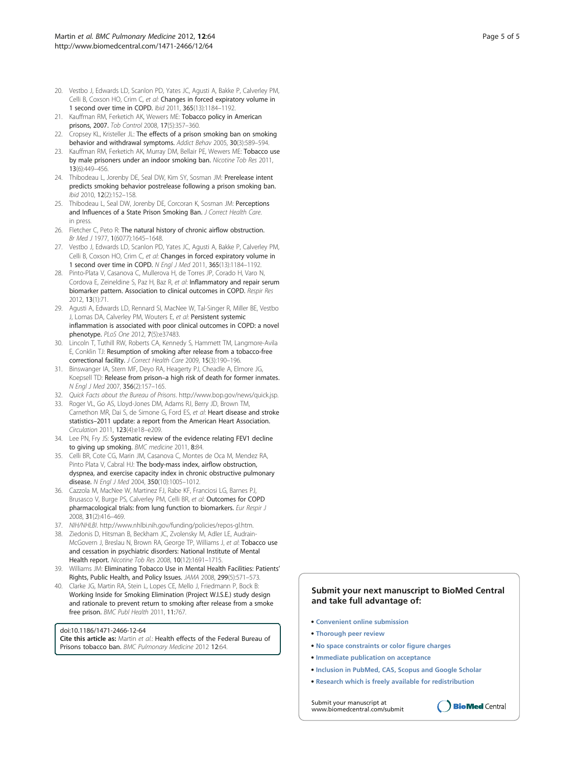20. Vestbo J, Edwards LD, Scanlon PD, Yates JC, Agusti A, Bakke P, Calverley PM, Celli B, Coxson HO, Crim C, *et al*: **Changes in forced expiratory volume in 1 second over time in COPD.** *Ibid* 2011, **365**(13):1184–1192.
21. Kauffman RM, Ferketich AK, Wewers ME: **Tobacco policy in American prisons, 2007.** *Tob Control* 2008, **17**(5):357–360.
22. Cropsey KL, Kristeller JL: **The effects of a prison smoking ban on smoking behavior and withdrawal symptoms.** *Addict Behav* 2005, **30**(3):589–594.
23. Kauffman RM, Ferketich AK, Murray DM, Bellair PE, Wewers ME: **Tobacco use by male prisoners under an indoor smoking ban.** *Nicotine Tob Res* 2011, **13**(6):449–456.
24. Thibodeau L, Jorenby DE, Seal DW, Kim SY, Sosman JM: **Prerelease intent predicts smoking behavior postrelease following a prison smoking ban.** *Ibid* 2010, **12**(2):152–158.
25. Thibodeau L, Seal DW, Jorenby DE, Corcoran K, Sosman JM: **Perceptions and Influences of a State Prison Smoking Ban.** *J Correct Health Care*. in press.
26. Fletcher C, Peto R: **The natural history of chronic airflow obstruction.** *Br Med J* 1977, **1**(6077):1645–1648.
27. Vestbo J, Edwards LD, Scanlon PD, Yates JC, Agusti A, Bakke P, Calverley PM, Celli B, Coxson HO, Crim C, *et al*: **Changes in forced expiratory volume in 1 second over time in COPD.** *N Engl J Med* 2011, **365**(13):1184–1192.
28. Pinto-Plata V, Casanova C, Mullerova H, de Torres JP, Corado H, Varo N, Cordova E, Zeineldine S, Paz H, Baz R, *et al*: **Inflammatory and repair serum biomarker pattern. Association to clinical outcomes in COPD.** *Respir Res* 2012, **13**(1):71.
29. Agusti A, Edwards LD, Rennard SI, MacNee W, Tal-Singer R, Miller BE, Vestbo J, Lomas DA, Calverley PM, Wouters E, *et al*: **Persistent systemic inflammation is associated with poor clinical outcomes in COPD: a novel phenotype.** *PLoS One* 2012, **7**(5):e37483.
30. Lincoln T, Tuthill RW, Roberts CA, Kennedy S, Hammett TM, Langmore-Avila E, Conklin TJ: **Resumption of smoking after release from a tobacco-free correctional facility.** *J Correct Health Care* 2009, **15**(3):190–196.
31. Binswanger IA, Stern MF, Deyo RA, Heagerty PJ, Cheadle A, Elmore JG, Koepsell TD: **Release from prison–a high risk of death for former inmates.** *N Engl J Med* 2007, **356**(2):157–165.
32. *Quick Facts about the Bureau of Prisons*. http://www.bop.gov/news/quick.jsp.
33. Roger VL, Go AS, Lloyd-Jones DM, Adams RJ, Berry JD, Brown TM, Carnethon MR, Dai S, de Simone G, Ford ES, *et al*: **Heart disease and stroke statistics–2011 update: a report from the American Heart Association.** *Circulation* 2011, **123**(4):e18–e209.
34. Lee PN, Fry JS: **Systematic review of the evidence relating FEV1 decline to giving up smoking.** *BMC medicine* 2011, **8**:84.
35. Celli BR, Cote CG, Marin JM, Casanova C, Montes de Oca M, Mendez RA, Pinto Plata V, Cabral HJ: **The body-mass index, airflow obstruction, dyspnea, and exercise capacity index in chronic obstructive pulmonary disease.** *N Engl J Med* 2004, **350**(10):1005–1012.
36. Cazzola M, MacNee W, Martinez FJ, Rabe KF, Franciosi LG, Barnes PJ, Brusasco V, Burge PS, Calverley PM, Celli BR, *et al*: **Outcomes for COPD pharmacological trials: from lung function to biomarkers.** *Eur Respir J* 2008, **31**(2):416–469.
37. *NIH/NHLBI*. http://www.nhlbi.nih.gov/funding/policies/repos-gl.htm.
38. Ziedonis D, Hitsman B, Beckham JC, Zvolensky M, Adler LE, Audrain-McGovern J, Breslau N, Brown RA, George TP, Williams J, *et al*: **Tobacco use and cessation in psychiatric disorders: National Institute of Mental Health report.** *Nicotine Tob Res* 2008, **10**(12):1691–1715.
39. Williams JM: **Eliminating Tobacco Use in Mental Health Facilities: Patients' Rights, Public Health, and Policy Issues.** *JAMA* 2008, **299**(5):571–573.
40. Clarke JG, Martin RA, Stein L, Lopes CE, Mello J, Friedmann P, Bock B: **Working Inside for Smoking Elimination (Project W.I.S.E.) study design and rationale to prevent return to smoking after release from a smoke free prison.** *BMC Publ Health* 2011, **11**:767.

doi:10.1186/1471-2466-12-64

**Cite this article as:** Martin *et al.*: Health effects of the Federal Bureau of Prisons tobacco ban. *BMC Pulmonary Medicine* 2012 12:64.

**Submit your next manuscript to BioMed Central and take full advantage of:**

- Convenient online submission
- Thorough peer review
- No space constraints or color figure charges
- Immediate publication on acceptance
- Inclusion in PubMed, CAS, Scopus and Google Scholar
- Research which is freely available for redistribution

Submit your manuscript at www.biomedcentral.com/submit

BioMed Central